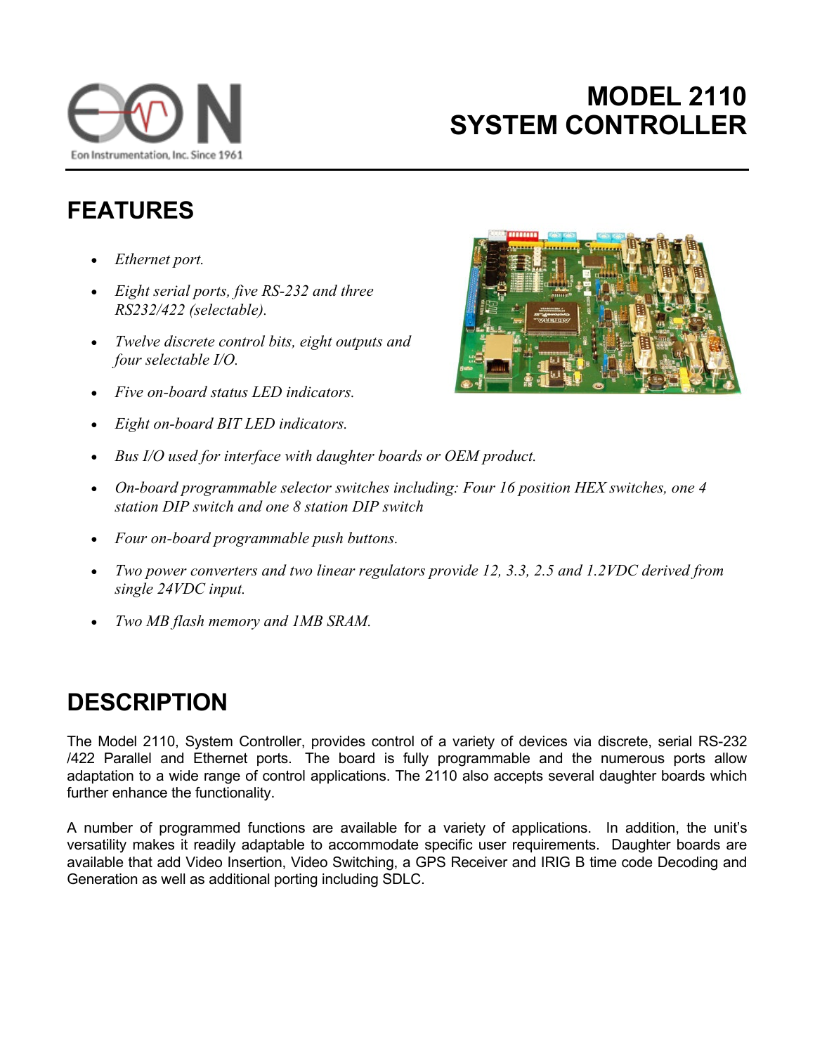Eon Instrumentation, Inc. Since 1961

# MODEL 2110
# SYSTEM CONTROLLER

## FEATURES

- *Ethernet port.*
- *Eight serial ports, five RS-232 and three RS232/422 (selectable).*
- *Twelve discrete control bits, eight outputs and four selectable I/O.*
- *Five on-board status LED indicators.*
- *Eight on-board BIT LED indicators.*
- *Bus I/O used for interface with daughter boards or OEM product.*
- *On-board programmable selector switches including: Four 16 position HEX switches, one 4 station DIP switch and one 8 station DIP switch*
- *Four on-board programmable push buttons.*
- *Two power converters and two linear regulators provide 12, 3.3, 2.5 and 1.2VDC derived from single 24VDC input.*
- *Two MB flash memory and 1MB SRAM.*

## DESCRIPTION

The Model 2110, System Controller, provides control of a variety of devices via discrete, serial RS-232 /422 Parallel and Ethernet ports. The board is fully programmable and the numerous ports allow adaptation to a wide range of control applications. The 2110 also accepts several daughter boards which further enhance the functionality.

A number of programmed functions are available for a variety of applications. In addition, the unit's versatility makes it readily adaptable to accommodate specific user requirements. Daughter boards are available that add Video Insertion, Video Switching, a GPS Receiver and IRIG B time code Decoding and Generation as well as additional porting including SDLC.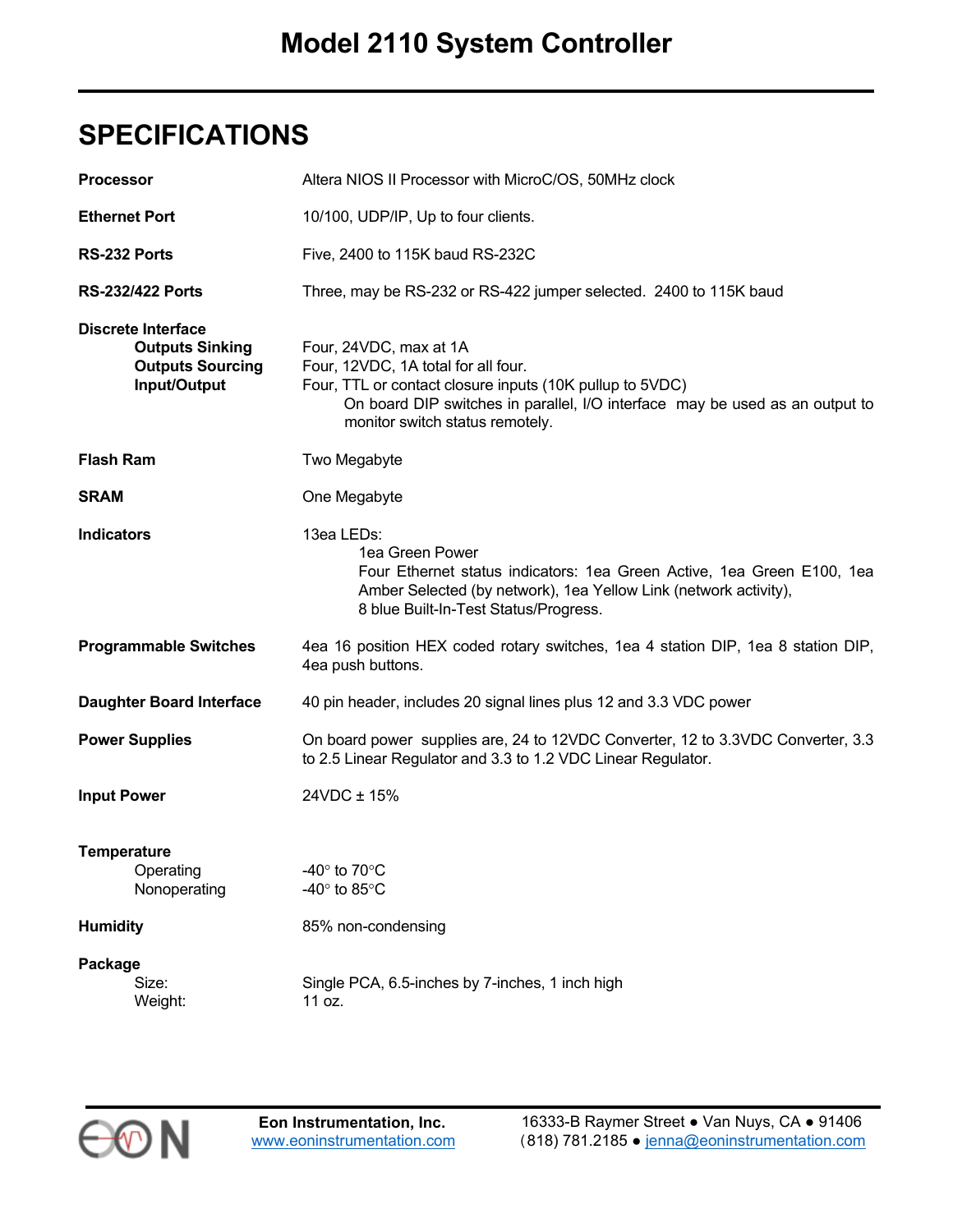# Model 2110 System Controller

## SPECIFICATIONS

| | |
|---|---|
| **Processor** | Altera NIOS II Processor with MicroC/OS, 50MHz clock |
| **Ethernet Port** | 10/100, UDP/IP, Up to four clients. |
| **RS-232 Ports** | Five, 2400 to 115K baud RS-232C |
| **RS-232/422 Ports** | Three, may be RS-232 or RS-422 jumper selected. 2400 to 115K baud |
| **Discrete Interface** | |
| **Outputs Sinking** | Four, 24VDC, max at 1A |
| **Outputs Sourcing** | Four, 12VDC, 1A total for all four. |
| **Input/Output** | Four, TTL or contact closure inputs (10K pullup to 5VDC)<br>On board DIP switches in parallel, I/O interface may be used as an output to monitor switch status remotely. |
| **Flash Ram** | Two Megabyte |
| **SRAM** | One Megabyte |
| **Indicators** | 13ea LEDs:<br>1ea Green Power<br>Four Ethernet status indicators: 1ea Green Active, 1ea Green E100, 1ea Amber Selected (by network), 1ea Yellow Link (network activity),<br>8 blue Built-In-Test Status/Progress. |
| **Programmable Switches** | 4ea 16 position HEX coded rotary switches, 1ea 4 station DIP, 1ea 8 station DIP, 4ea push buttons. |
| **Daughter Board Interface** | 40 pin header, includes 20 signal lines plus 12 and 3.3 VDC power |
| **Power Supplies** | On board power supplies are, 24 to 12VDC Converter, 12 to 3.3VDC Converter, 3.3 to 2.5 Linear Regulator and 3.3 to 1.2 VDC Linear Regulator. |
| **Input Power** | 24VDC ± 15% |
| **Temperature** | |
| Operating | -40° to 70°C |
| Nonoperating | -40° to 85°C |
| **Humidity** | 85% non-condensing |
| **Package** | |
| Size: | Single PCA, 6.5-inches by 7-inches, 1 inch high |
| Weight: | 11 oz. |

**Eon Instrumentation, Inc.**
www.eoninstrumentation.com

16333-B Raymer Street ● Van Nuys, CA ● 91406
(818) 781.2185 ● jenna@eoninstrumentation.com